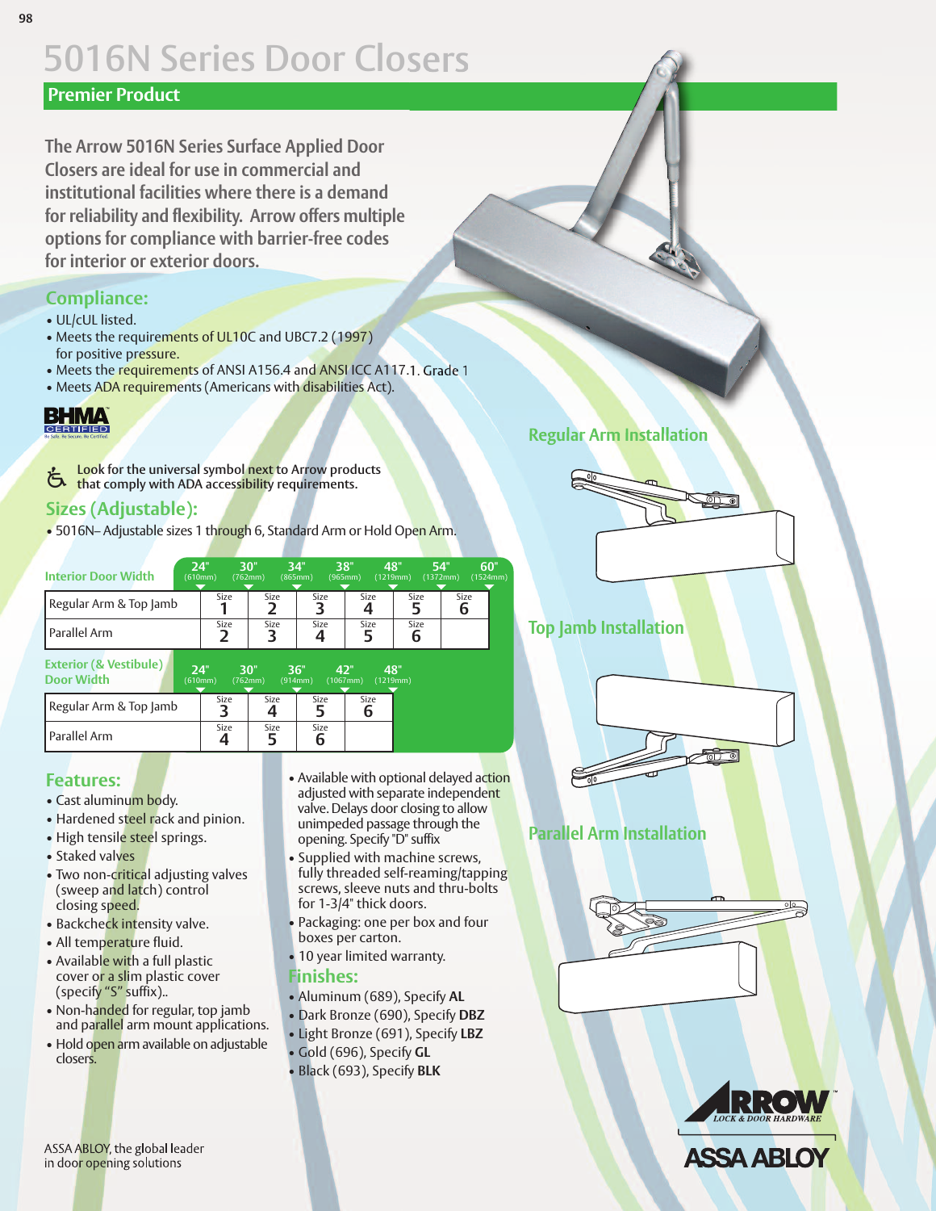# 5016N Series Door Closers

## Premier Product

The Arrow 5016N Series Surface Applied Door Closers are ideal for use in commercial and institutional facilities where there is a demand for reliability and flexibility. Arrow offers multiple options for compliance with barrier-free codes for interior or exterior doors.

## Compliance:

- UL/cUL listed.
- Meets the requirements of UL10C and UBC7.2 (1997) for positive pressure.
- Meets the requirements of ANSI A156.4 and ANSI ICC A117.1. Grade 1
- Meets ADA requirements (Americans with disabilities Act).

BHMA CERTIFIED
Be Safe. Be Secure. Be Certified.

Look for the universal symbol next to Arrow products that comply with ADA accessibility requirements.

## Sizes (Adjustable):

- 5016N– Adjustable sizes 1 through 6, Standard Arm or Hold Open Arm.

| Interior Door Width | 24" (610mm) | 30" (762mm) | 34" (865mm) | 38" (965mm) | 48" (1219mm) | 54" (1372mm) | 60" (1524mm) |
|---|---|---|---|---|---|---|---|
| Regular Arm & Top Jamb | Size 1 | Size 2 | Size 3 | Size 4 | Size 5 | Size 6 | |
| Parallel Arm | Size 2 | Size 3 | Size 4 | Size 5 | Size 6 | | |

| Exterior (& Vestibule) Door Width | 24" (610mm) | 30" (762mm) | 36" (914mm) | 42" (1067mm) | 48" (1219mm) |
|---|---|---|---|---|---|
| Regular Arm & Top Jamb | Size 3 | Size 4 | Size 5 | Size 6 | |
| Parallel Arm | Size 4 | Size 5 | Size 6 | | |

## Features:

- Cast aluminum body.
- Hardened steel rack and pinion.
- High tensile steel springs.
- Staked valves
- Two non-critical adjusting valves (sweep and latch) control closing speed.
- Backcheck intensity valve.
- All temperature fluid.
- Available with a full plastic cover or a slim plastic cover (specify "S" suffix)..
- Non-handed for regular, top jamb and parallel arm mount applications.
- Hold open arm available on adjustable closers.
- Available with optional delayed action adjusted with separate independent valve. Delays door closing to allow unimpeded passage through the opening. Specify "D" suffix
- Supplied with machine screws, fully threaded self-reaming/tapping screws, sleeve nuts and thru-bolts for 1-3/4" thick doors.
- Packaging: one per box and four boxes per carton.
- 10 year limited warranty.

## Finishes:

- Aluminum (689), Specify **AL**
- Dark Bronze (690), Specify **DBZ**
- Light Bronze (691), Specify **LBZ**
- Gold (696), Specify **GL**
- Black (693), Specify **BLK**

### Regular Arm Installation

### Top Jamb Installation

### Parallel Arm Installation

ASSA ABLOY, the global leader in door opening solutions

ARROW LOCK & DOOR HARDWARE
ASSA ABLOY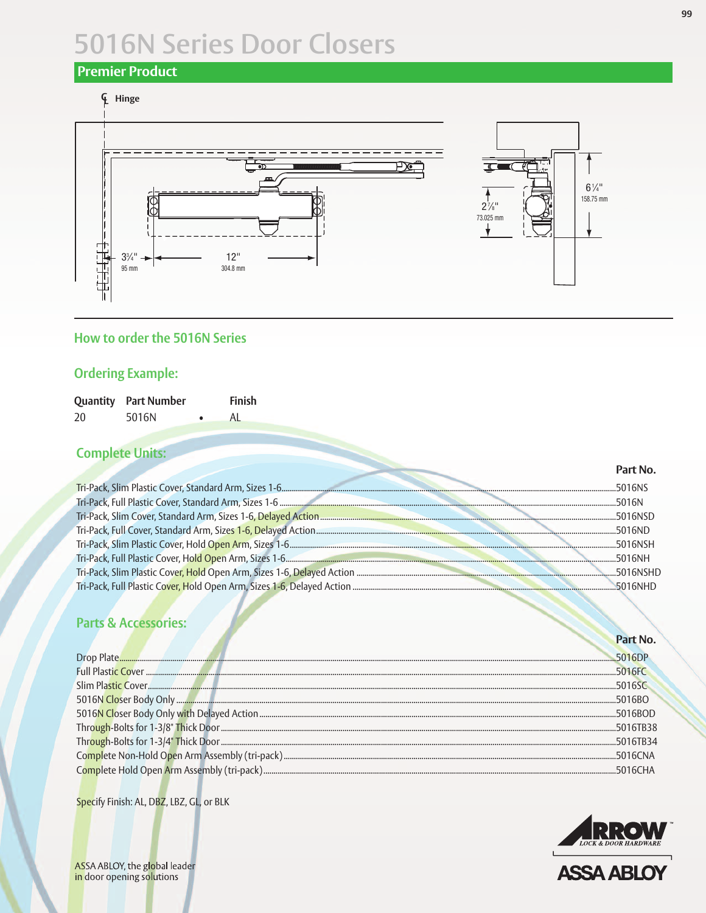# 5016N Series Door Closers

## Premier Product

℄ Hinge

3¾"
95 mm

12"
304.8 mm

2⅞"
73.025 mm

6¼"
158.75 mm

## How to order the 5016N Series

### Ordering Example:

| Quantity | Part Number | | Finish |
|---|---|---|---|
| 20 | 5016N | • | AL |

### Complete Units:

| | Part No. |
|---|---|
| Tri-Pack, Slim Plastic Cover, Standard Arm, Sizes 1-6 | 5016NS |
| Tri-Pack, Full Plastic Cover, Standard Arm, Sizes 1-6 | 5016N |
| Tri-Pack, Slim Cover, Standard Arm, Sizes 1-6, Delayed Action | 5016NSD |
| Tri-Pack, Full Cover, Standard Arm, Sizes 1-6, Delayed Action | 5016ND |
| Tri-Pack, Slim Plastic Cover, Hold Open Arm, Sizes 1-6 | 5016NSH |
| Tri-Pack, Full Plastic Cover, Hold Open Arm, Sizes 1-6 | 5016NH |
| Tri-Pack, Slim Plastic Cover, Hold Open Arm, Sizes 1-6, Delayed Action | 5016NSHD |
| Tri-Pack, Full Plastic Cover, Hold Open Arm, Sizes 1-6, Delayed Action | 5016NHD |

### Parts & Accessories:

| | Part No. |
|---|---|
| Drop Plate | 5016DP |
| Full Plastic Cover | 5016FC |
| Slim Plastic Cover | 5016SC |
| 5016N Closer Body Only | 5016BO |
| 5016N Closer Body Only with Delayed Action | 5016BOD |
| Through-Bolts for 1-3/8" Thick Door | 5016TB38 |
| Through-Bolts for 1-3/4" Thick Door | 5016TB34 |
| Complete Non-Hold Open Arm Assembly (tri-pack) | 5016CNA |
| Complete Hold Open Arm Assembly (tri-pack) | 5016CHA |

Specify Finish: AL, DBZ, LBZ, GL, or BLK

ASSA ABLOY, the global leader in door opening solutions

ARROW LOCK & DOOR HARDWARE

ASSA ABLOY